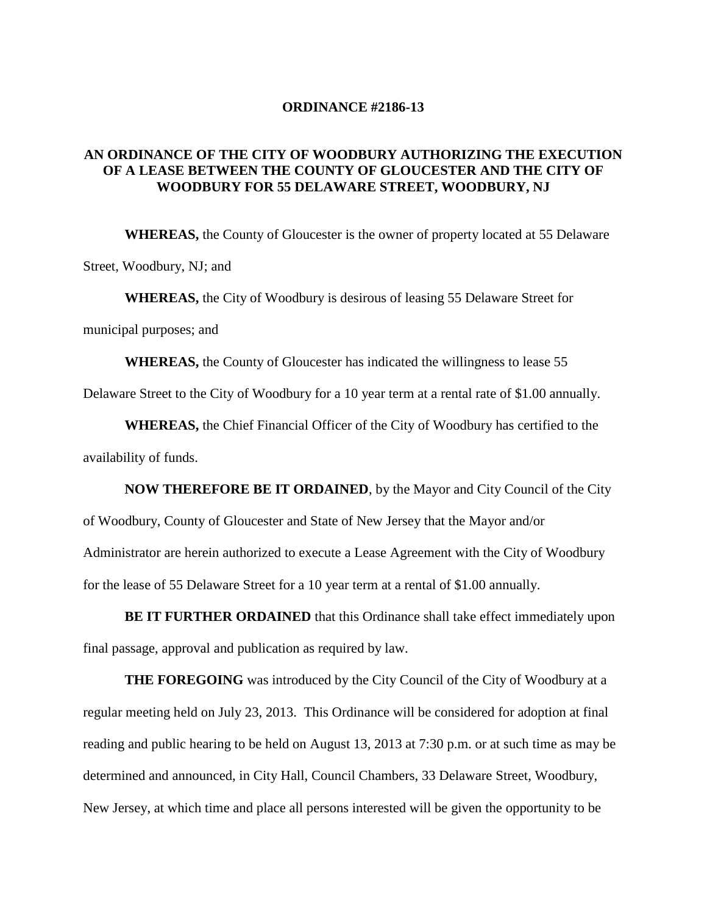# ORDINANCE #2186-13

## AN ORDINANCE OF THE CITY OF WOODBURY AUTHORIZING THE EXECUTION OF A LEASE BETWEEN THE COUNTY OF GLOUCESTER AND THE CITY OF WOODBURY FOR 55 DELAWARE STREET, WOODBURY, NJ

**WHEREAS,** the County of Gloucester is the owner of property located at 55 Delaware Street, Woodbury, NJ; and

**WHEREAS,** the City of Woodbury is desirous of leasing 55 Delaware Street for municipal purposes; and

**WHEREAS,** the County of Gloucester has indicated the willingness to lease 55 Delaware Street to the City of Woodbury for a 10 year term at a rental rate of $1.00 annually.

**WHEREAS,** the Chief Financial Officer of the City of Woodbury has certified to the availability of funds.

**NOW THEREFORE BE IT ORDAINED**, by the Mayor and City Council of the City of Woodbury, County of Gloucester and State of New Jersey that the Mayor and/or Administrator are herein authorized to execute a Lease Agreement with the City of Woodbury for the lease of 55 Delaware Street for a 10 year term at a rental of $1.00 annually.

**BE IT FURTHER ORDAINED** that this Ordinance shall take effect immediately upon final passage, approval and publication as required by law.

**THE FOREGOING** was introduced by the City Council of the City of Woodbury at a regular meeting held on July 23, 2013. This Ordinance will be considered for adoption at final reading and public hearing to be held on August 13, 2013 at 7:30 p.m. or at such time as may be determined and announced, in City Hall, Council Chambers, 33 Delaware Street, Woodbury, New Jersey, at which time and place all persons interested will be given the opportunity to be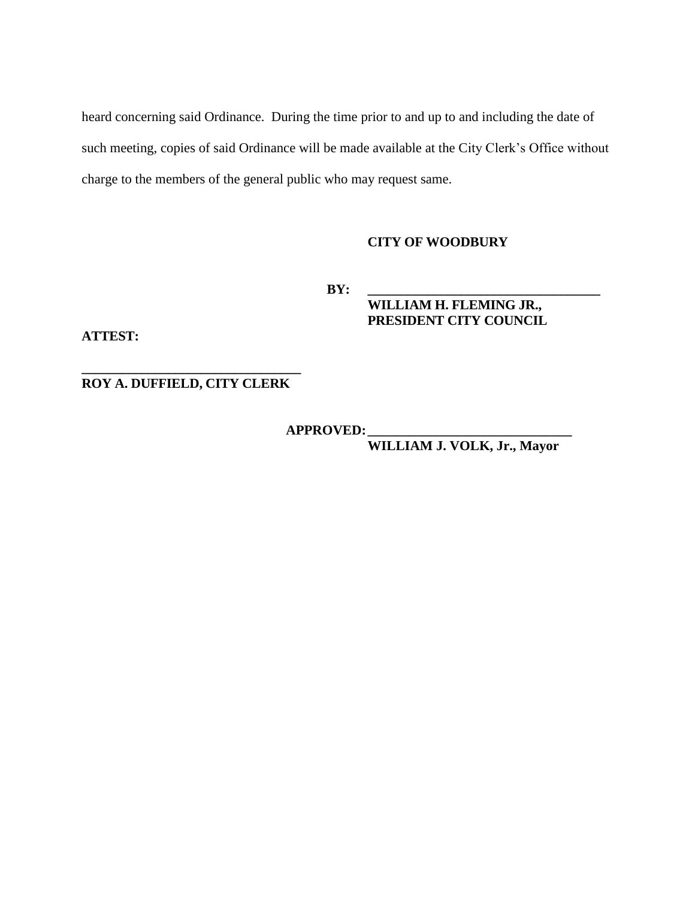heard concerning said Ordinance. During the time prior to and up to and including the date of such meeting, copies of said Ordinance will be made available at the City Clerk's Office without charge to the members of the general public who may request same.

**CITY OF WOODBURY**

**BY:** ___________________________________
**WILLIAM H. FLEMING JR., PRESIDENT CITY COUNCIL**

**ATTEST:**

_________________________________
**ROY A. DUFFIELD, CITY CLERK**

**APPROVED:** ______________________________
**WILLIAM J. VOLK, Jr., Mayor**